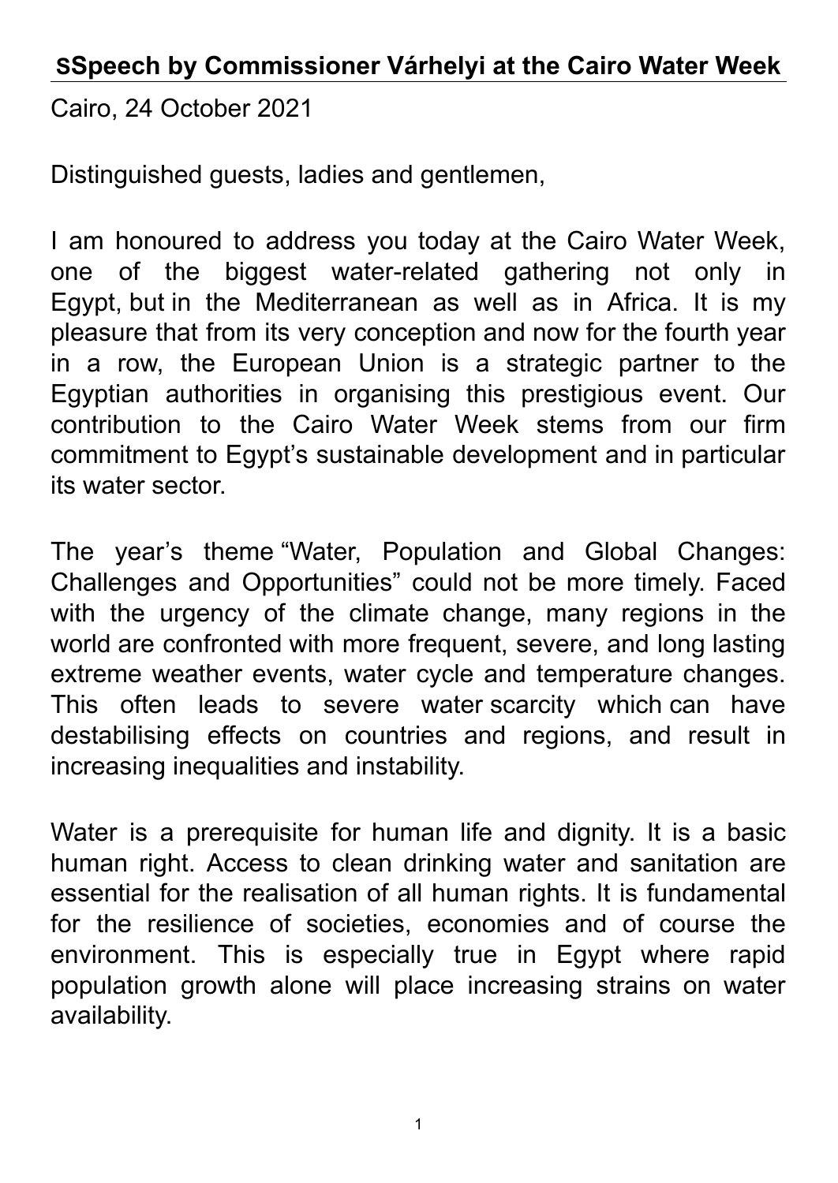## SSpeech by Commissioner Várhelyi at the Cairo Water Week

Cairo, 24 October 2021

Distinguished guests, ladies and gentlemen,

I am honoured to address you today at the Cairo Water Week, one of the biggest water-related gathering not only in Egypt, but in the Mediterranean as well as in Africa. It is my pleasure that from its very conception and now for the fourth year in a row, the European Union is a strategic partner to the Egyptian authorities in organising this prestigious event. Our contribution to the Cairo Water Week stems from our firm commitment to Egypt's sustainable development and in particular its water sector.

The year's theme "Water, Population and Global Changes: Challenges and Opportunities" could not be more timely. Faced with the urgency of the climate change, many regions in the world are confronted with more frequent, severe, and long lasting extreme weather events, water cycle and temperature changes. This often leads to severe water scarcity which can have destabilising effects on countries and regions, and result in increasing inequalities and instability.

Water is a prerequisite for human life and dignity. It is a basic human right. Access to clean drinking water and sanitation are essential for the realisation of all human rights. It is fundamental for the resilience of societies, economies and of course the environment. This is especially true in Egypt where rapid population growth alone will place increasing strains on water availability.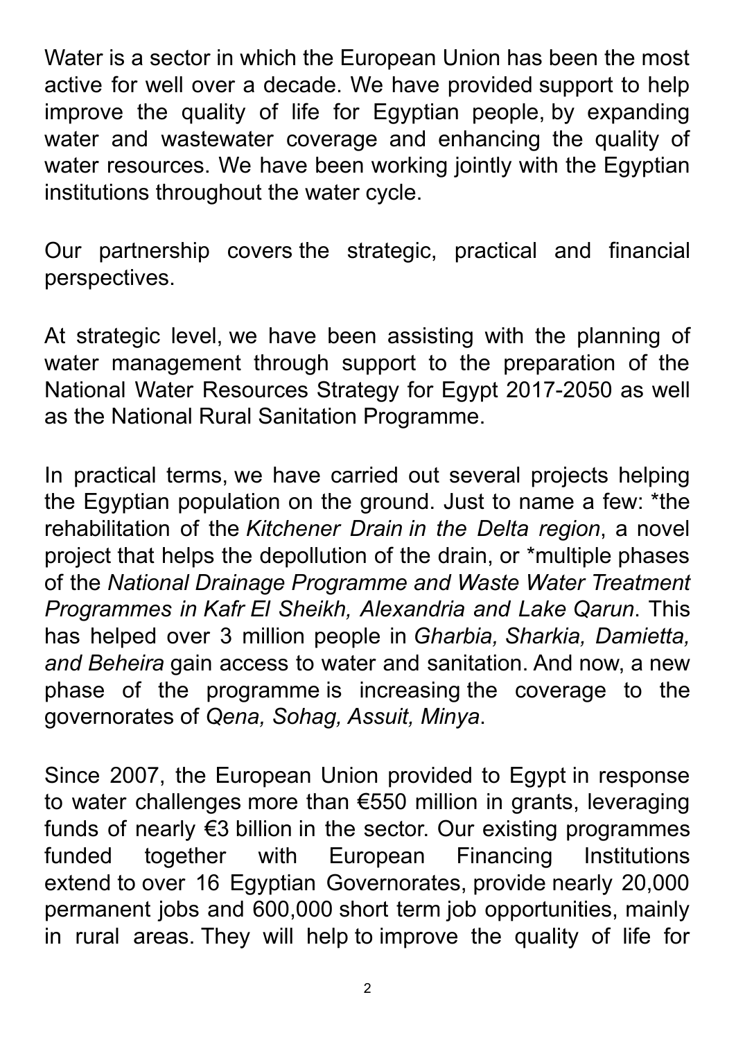Water is a sector in which the European Union has been the most active for well over a decade. We have provided support to help improve the quality of life for Egyptian people, by expanding water and wastewater coverage and enhancing the quality of water resources. We have been working jointly with the Egyptian institutions throughout the water cycle.

Our partnership covers the strategic, practical and financial perspectives.

At strategic level, we have been assisting with the planning of water management through support to the preparation of the National Water Resources Strategy for Egypt 2017-2050 as well as the National Rural Sanitation Programme.

In practical terms, we have carried out several projects helping the Egyptian population on the ground. Just to name a few: *the rehabilitation of the *Kitchener Drain in the Delta region*, a novel project that helps the depollution of the drain, or *multiple phases of the *National Drainage Programme and Waste Water Treatment Programmes in Kafr El Sheikh, Alexandria and Lake Qarun*. This has helped over 3 million people in *Gharbia, Sharkia, Damietta, and Beheira* gain access to water and sanitation. And now, a new phase of the programme is increasing the coverage to the governorates of *Qena, Sohag, Assuit, Minya*.

Since 2007, the European Union provided to Egypt in response to water challenges more than €550 million in grants, leveraging funds of nearly €3 billion in the sector. Our existing programmes funded together with European Financing Institutions extend to over 16 Egyptian Governorates, provide nearly 20,000 permanent jobs and 600,000 short term job opportunities, mainly in rural areas. They will help to improve the quality of life for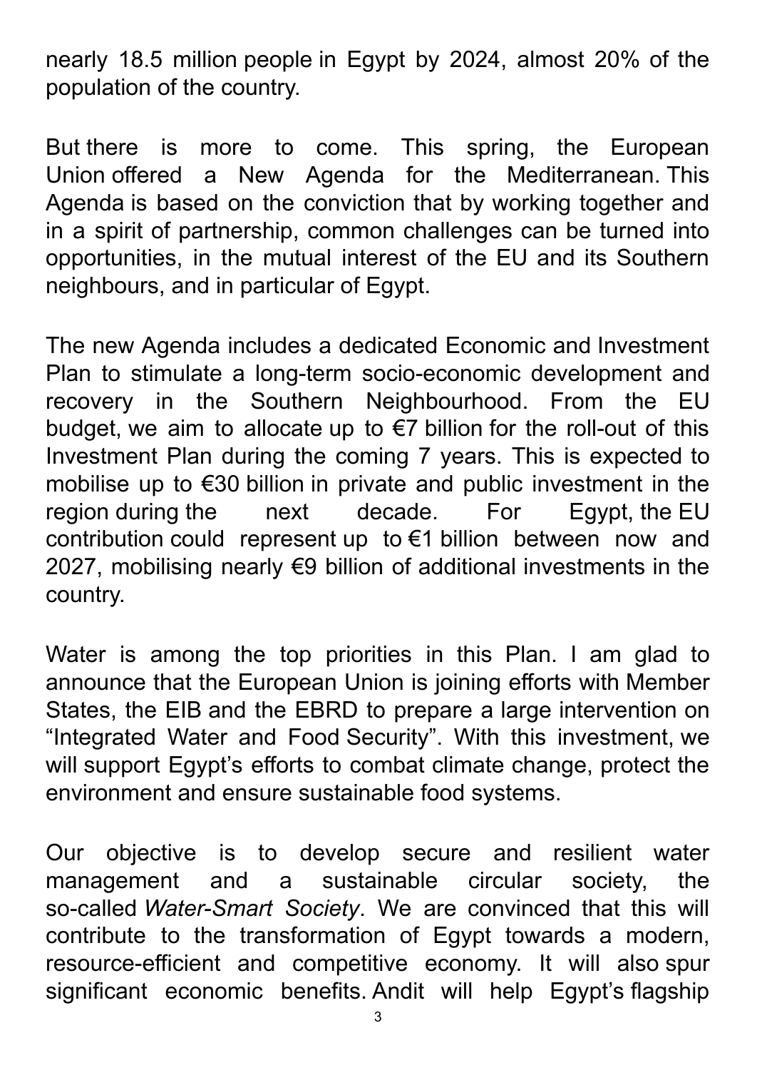nearly 18.5 million people in Egypt by 2024, almost 20% of the population of the country.

But there is more to come. This spring, the European Union offered a New Agenda for the Mediterranean. This Agenda is based on the conviction that by working together and in a spirit of partnership, common challenges can be turned into opportunities, in the mutual interest of the EU and its Southern neighbours, and in particular of Egypt.

The new Agenda includes a dedicated Economic and Investment Plan to stimulate a long-term socio-economic development and recovery in the Southern Neighbourhood. From the EU budget, we aim to allocate up to €7 billion for the roll-out of this Investment Plan during the coming 7 years. This is expected to mobilise up to €30 billion in private and public investment in the region during the next decade. For Egypt, the EU contribution could represent up to €1 billion between now and 2027, mobilising nearly €9 billion of additional investments in the country.

Water is among the top priorities in this Plan. I am glad to announce that the European Union is joining efforts with Member States, the EIB and the EBRD to prepare a large intervention on "Integrated Water and Food Security". With this investment, we will support Egypt's efforts to combat climate change, protect the environment and ensure sustainable food systems.

Our objective is to develop secure and resilient water management and a sustainable circular society, the so-called *Water-Smart Society*. We are convinced that this will contribute to the transformation of Egypt towards a modern, resource-efficient and competitive economy. It will also spur significant economic benefits. Andit will help Egypt's flagship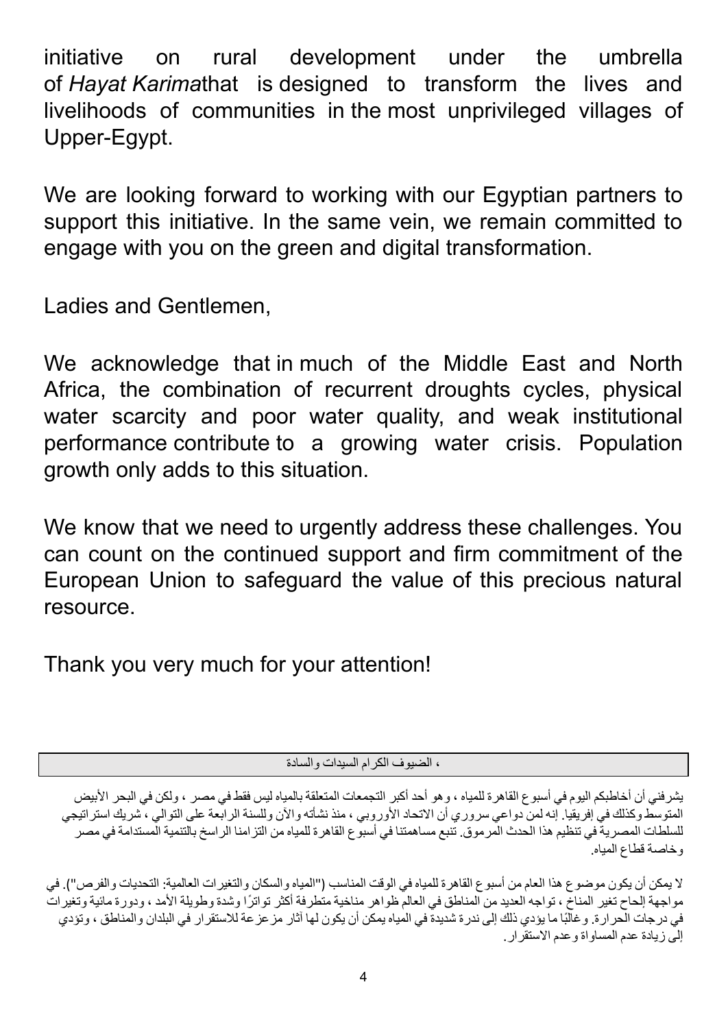initiative on rural development under the umbrella of *Hayat Karima*that is designed to transform the lives and livelihoods of communities in the most unprivileged villages of Upper-Egypt.

We are looking forward to working with our Egyptian partners to support this initiative. In the same vein, we remain committed to engage with you on the green and digital transformation.

Ladies and Gentlemen,

We acknowledge that in much of the Middle East and North Africa, the combination of recurrent droughts cycles, physical water scarcity and poor water quality, and weak institutional performance contribute to a growing water crisis. Population growth only adds to this situation.

We know that we need to urgently address these challenges. You can count on the continued support and firm commitment of the European Union to safeguard the value of this precious natural resource.

Thank you very much for your attention!

| ، الضيوف الكرام السيدات والسادة |
|---|

يشرفني أن أخاطبكم اليوم في أسبوع القاهرة للمياه ، وهو أحد أكبر التجمعات المتعلقة بالمياه ليس فقط في مصر ، ولكن في البحر الأبيض المتوسط وكذلك في إفريقيا. إنه لمن دواعي سروري أن الاتحاد الأوروبي ، منذ نشأته والآن وللسنة الرابعة على التوالي ، شريك استراتيجي للسلطات المصرية في تنظيم هذا الحدث المرموق. تنبع مساهمتنا في أسبوع القاهرة للمياه من التزامنا الراسخ بالتنمية المستدامة في مصر وخاصة قطاع المياه.

لا يمكن أن يكون موضوع هذا العام من أسبوع القاهرة للمياه في الوقت المناسب ("المياه والسكان والتغيرات العالمية: التحديات والفرص"). في مواجهة إلحاح تغير المناخ ، تواجه العديد من المناطق في العالم ظواهر مناخية متطرفة أكثر تواترًا وشدة وطويلة الأمد ، ودورة مائية وتغيرات في درجات الحرارة. وغالبًا ما يؤدي ذلك إلى ندرة شديدة في المياه يمكن أن يكون لها آثار مزعزعة للاستقرار في البلدان والمناطق ، وتؤدي إلى زيادة عدم المساواة وعدم الاستقرار.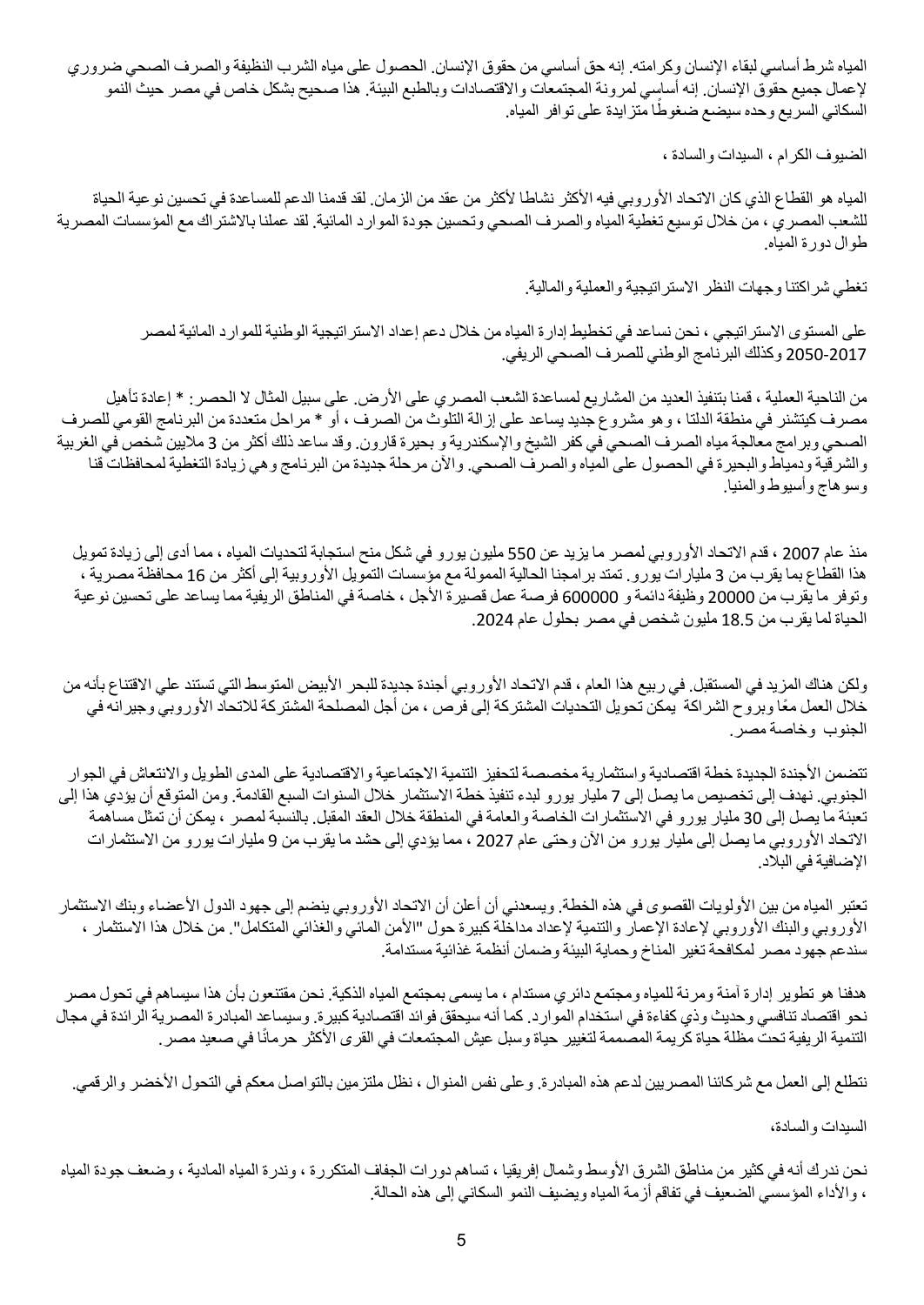المياه شرط أساسي لبقاء الإنسان وكرامته. إنه حق أساسي من حقوق الإنسان. الحصول على مياه الشرب النظيفة والصرف الصحي ضروري لإعمال جميع حقوق الإنسان. إنه أساسي لمرونة المجتمعات والاقتصادات وبالطبع البيئة. هذا صحيح بشكل خاص في مصر حيث النمو السكاني السريع وحده سيضع ضغوطًا متزايدة على توافر المياه.

الضيوف الكرام ، السيدات والسادة ،

المياه هو القطاع الذي كان الاتحاد الأوروبي فيه الأكثر نشاطا لأكثر من عقد من الزمان. لقد قدمنا الدعم للمساعدة في تحسين نوعية الحياة للشعب المصري ، من خلال توسيع تغطية المياه والصرف الصحي وتحسين جودة الموارد المائية. لقد عملنا بالاشتراك مع المؤسسات المصرية طوال دورة المياه.

تغطي شراكتنا وجهات النظر الاستراتيجية والعملية والمالية.

على المستوى الاستراتيجي ، نحن نساعد في تخطيط إدارة المياه من خلال دعم إعداد الاستراتيجية الوطنية للموارد المائية لمصر 2017-2050 وكذلك البرنامج الوطني للصرف الصحي الريفي.

من الناحية العملية ، قمنا بتنفيذ العديد من المشاريع لمساعدة الشعب المصري على الأرض. على سبيل المثال لا الحصر: * إعادة تأهيل مصرف كيتشنر في منطقة الدلتا ، وهو مشروع جديد يساعد على إزالة التلوث من الصرف ، أو * مراحل متعددة من البرنامج القومي للصرف الصحي وبرامج معالجة مياه الصرف الصحي في كفر الشيخ والإسكندرية و بحيرة قارون. وقد ساعد ذلك أكثر من 3 ملايين شخص في الغربية والشرقية ودمياط والبحيرة في الحصول على المياه والصرف الصحي. والآن مرحلة جديدة من البرنامج وهي زيادة التغطية لمحافظات قنا وسوهاج وأسيوط والمنيا.

منذ عام 2007 ، قدم الاتحاد الأوروبي لمصر ما يزيد عن 550 مليون يورو في شكل منح استجابة لتحديات المياه ، مما أدى إلى زيادة تمويل هذا القطاع بما يقرب من 3 مليارات يورو. تمتد برامجنا الحالية الممولة مع مؤسسات التمويل الأوروبية إلى أكثر من 16 محافظة مصرية ، وتوفر ما يقرب من 20000 وظيفة دائمة و 600000 فرصة عمل قصيرة الأجل ، خاصة في المناطق الريفية مما يساعد على تحسين نوعية الحياة لما يقرب من 18.5 مليون شخص في مصر بحلول عام 2024.

ولكن هناك المزيد في المستقبل. في ربيع هذا العام ، قدم الاتحاد الأوروبي أجندة جديدة للبحر الأبيض المتوسط التي تستند علي الاقتناع بأنه من خلال العمل معًا وبروح الشراكة يمكن تحويل التحديات المشتركة إلى فرص ، من أجل المصلحة المشتركة للاتحاد الأوروبي وجيرانه في الجنوب وخاصة مصر.

تتضمن الأجندة الجديدة خطة اقتصادية واستثمارية مخصصة لتحفيز التنمية الاجتماعية والاقتصادية على المدى الطويل والانتعاش في الجوار الجنوبي. نهدف إلى تخصيص ما يصل إلى 7 مليار يورو لبدء تنفيذ خطة الاستثمار خلال السنوات السبع القادمة. ومن المتوقع أن يؤدي هذا إلى تعبئة ما يصل إلى 30 مليار يورو في الاستثمارات الخاصة والعامة في المنطقة خلال العقد المقبل. بالنسبة لمصر ، يمكن أن تمثل مساهمة الاتحاد الأوروبي ما يصل إلى مليار يورو من الآن وحتى عام 2027 ، مما يؤدي إلى حشد ما يقرب من 9 مليارات يورو من الاستثمارات الإضافية في البلاد.

تعتبر المياه من بين الأولويات القصوى في هذه الخطة. ويسعدني أن أعلن أن الاتحاد الأوروبي ينضم إلى جهود الدول الأعضاء وبنك الاستثمار الأوروبي والبنك الأوروبي لإعادة الإعمار والتنمية لإعداد مداخلة كبيرة حول "الأمن المائي والغذائي المتكامل". من خلال هذا الاستثمار ، سندعم جهود مصر لمكافحة تغير المناخ وحماية البيئة وضمان أنظمة غذائية مستدامة.

هدفنا هو تطوير إدارة آمنة ومرنة للمياه ومجتمع دائري مستدام ، ما يسمى بمجتمع المياه الذكية. نحن مقتنعون بأن هذا سيساهم في تحول مصر نحو اقتصاد تنافسي وحديث وذي كفاءة في استخدام الموارد. كما أنه سيحقق فوائد اقتصادية كبيرة. وسيساعد المبادرة المصرية الرائدة في مجال التنمية الريفية تحت مظلة حياة كريمة المصممة لتغيير حياة وسبل عيش المجتمعات في القرى الأكثر حرمانًا في صعيد مصر.

نتطلع إلى العمل مع شركائنا المصريين لدعم هذه المبادرة. وعلى نفس المنوال ، نظل ملتزمين بالتواصل معكم في التحول الأخضر والرقمي.

السيدات والسادة،

نحن ندرك أنه في كثير من مناطق الشرق الأوسط وشمال إفريقيا ، تساهم دورات الجفاف المتكررة ، وندرة المياه المادية ، وضعف جودة المياه ، والأداء المؤسسي الضعيف في تفاقم أزمة المياه ويضيف النمو السكاني إلى هذه الحالة.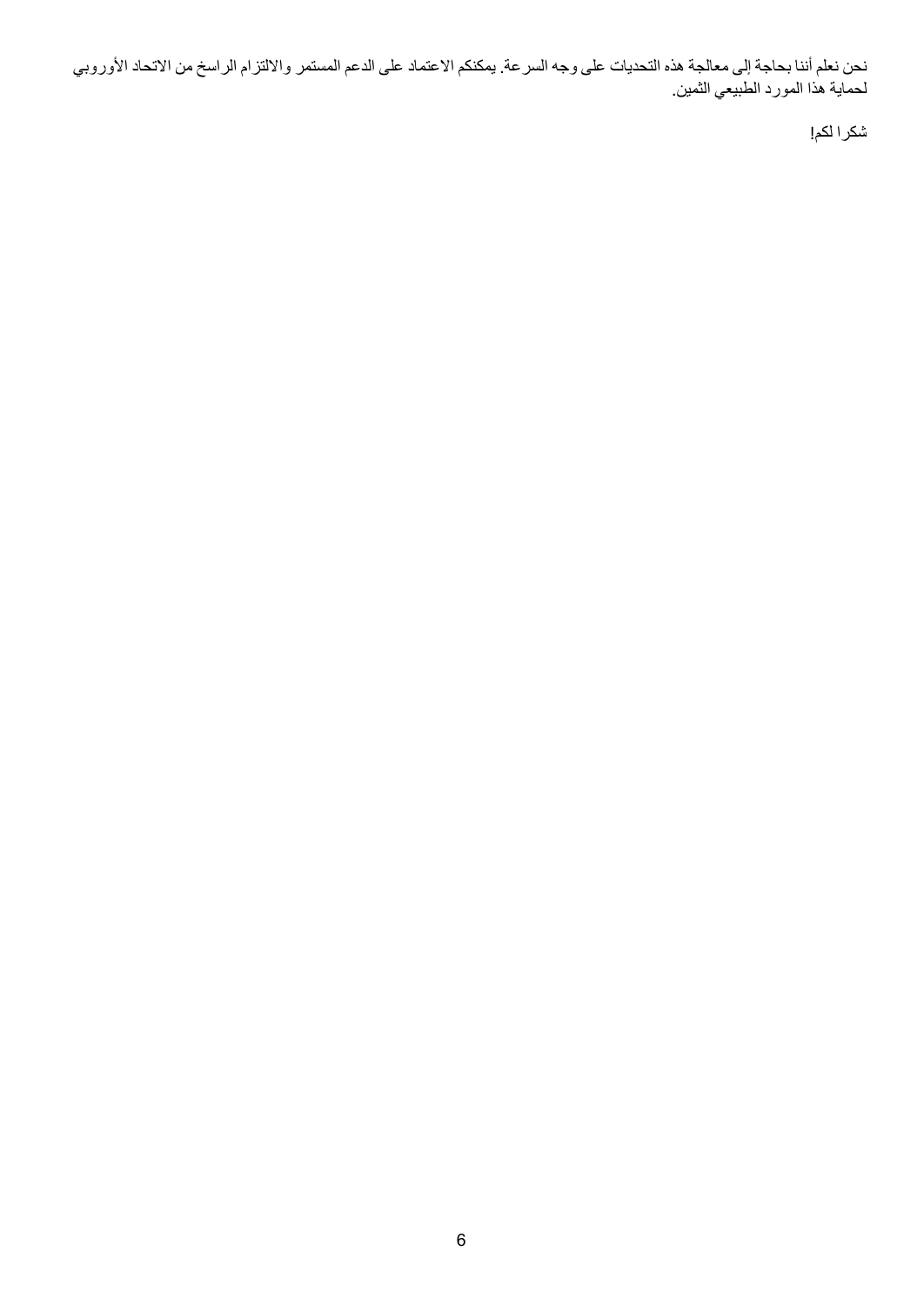نحن نعلم أننا بحاجة إلى معالجة هذه التحديات على وجه السرعة. يمكنكم الاعتماد على الدعم المستمر والالتزام الراسخ من الاتحاد الأوروبي لحماية هذا المورد الطبيعي الثمين.

شكرا لكم!